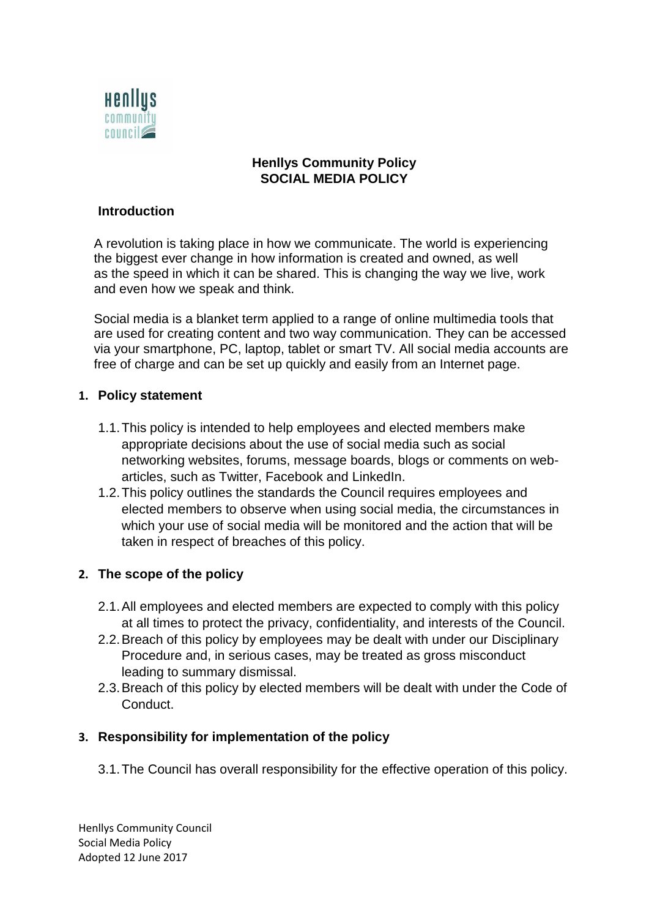**Henllys Community Policy**
**SOCIAL MEDIA POLICY**

## Introduction

A revolution is taking place in how we communicate. The world is experiencing the biggest ever change in how information is created and owned, as well as the speed in which it can be shared. This is changing the way we live, work and even how we speak and think.

Social media is a blanket term applied to a range of online multimedia tools that are used for creating content and two way communication. They can be accessed via your smartphone, PC, laptop, tablet or smart TV. All social media accounts are free of charge and can be set up quickly and easily from an Internet page.

## 1. Policy statement

1.1. This policy is intended to help employees and elected members make appropriate decisions about the use of social media such as social networking websites, forums, message boards, blogs or comments on web-articles, such as Twitter, Facebook and LinkedIn.

1.2. This policy outlines the standards the Council requires employees and elected members to observe when using social media, the circumstances in which your use of social media will be monitored and the action that will be taken in respect of breaches of this policy.

## 2. The scope of the policy

2.1. All employees and elected members are expected to comply with this policy at all times to protect the privacy, confidentiality, and interests of the Council.

2.2. Breach of this policy by employees may be dealt with under our Disciplinary Procedure and, in serious cases, may be treated as gross misconduct leading to summary dismissal.

2.3. Breach of this policy by elected members will be dealt with under the Code of Conduct.

## 3. Responsibility for implementation of the policy

3.1. The Council has overall responsibility for the effective operation of this policy.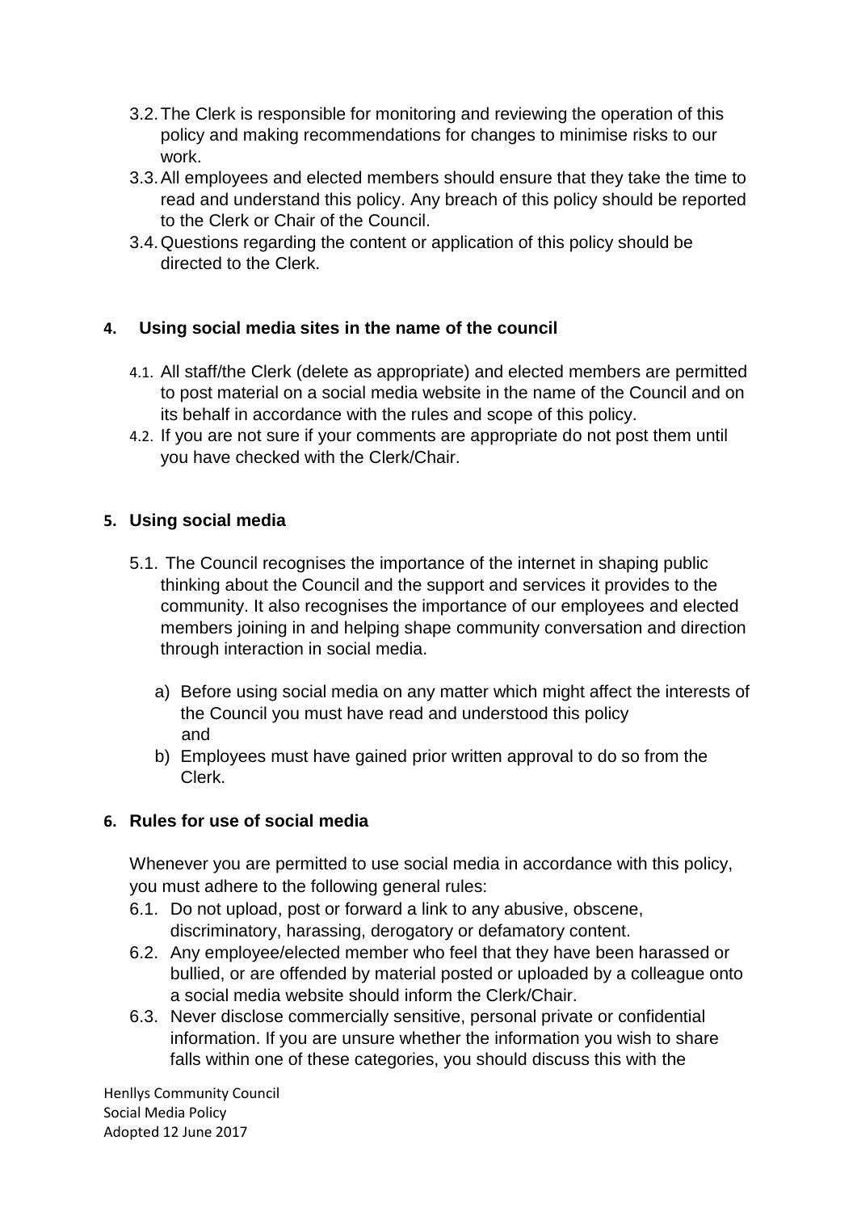3.2. The Clerk is responsible for monitoring and reviewing the operation of this policy and making recommendations for changes to minimise risks to our work.

3.3. All employees and elected members should ensure that they take the time to read and understand this policy. Any breach of this policy should be reported to the Clerk or Chair of the Council.

3.4. Questions regarding the content or application of this policy should be directed to the Clerk.

## 4. Using social media sites in the name of the council

4.1. All staff/the Clerk (delete as appropriate) and elected members are permitted to post material on a social media website in the name of the Council and on its behalf in accordance with the rules and scope of this policy.

4.2. If you are not sure if your comments are appropriate do not post them until you have checked with the Clerk/Chair.

## 5. Using social media

5.1. The Council recognises the importance of the internet in shaping public thinking about the Council and the support and services it provides to the community. It also recognises the importance of our employees and elected members joining in and helping shape community conversation and direction through interaction in social media.

a) Before using social media on any matter which might affect the interests of the Council you must have read and understood this policy
and

b) Employees must have gained prior written approval to do so from the Clerk.

## 6. Rules for use of social media

Whenever you are permitted to use social media in accordance with this policy, you must adhere to the following general rules:

6.1. Do not upload, post or forward a link to any abusive, obscene, discriminatory, harassing, derogatory or defamatory content.

6.2. Any employee/elected member who feel that they have been harassed or bullied, or are offended by material posted or uploaded by a colleague onto a social media website should inform the Clerk/Chair.

6.3. Never disclose commercially sensitive, personal private or confidential information. If you are unsure whether the information you wish to share falls within one of these categories, you should discuss this with the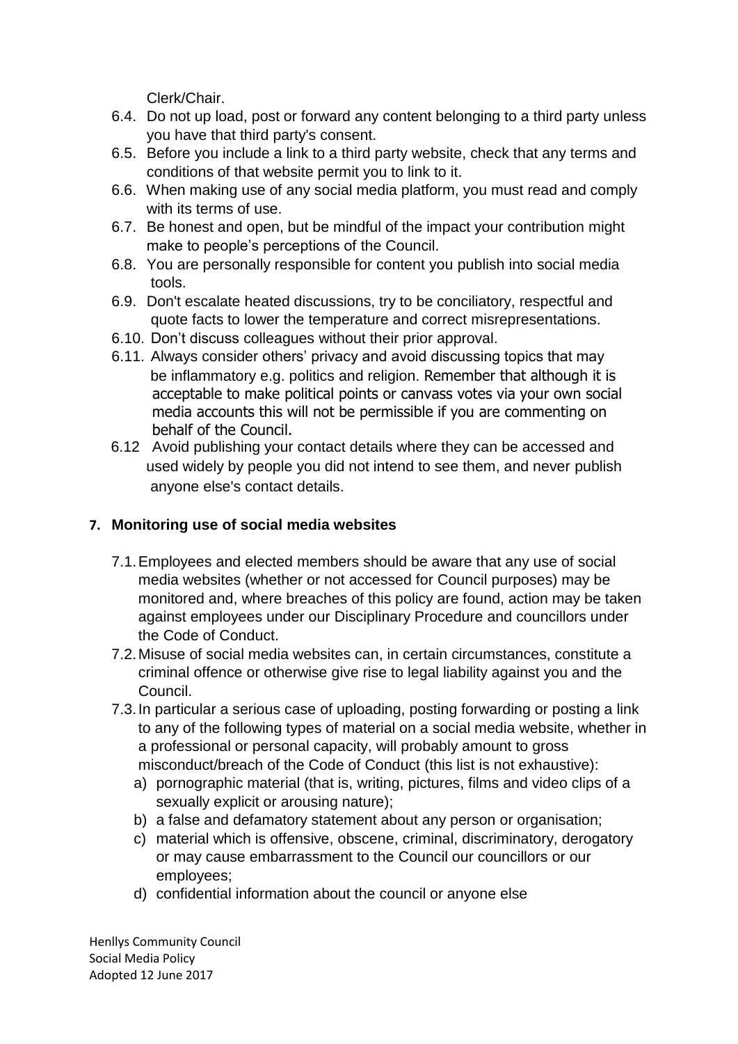Clerk/Chair.

6.4. Do not up load, post or forward any content belonging to a third party unless you have that third party's consent.

6.5. Before you include a link to a third party website, check that any terms and conditions of that website permit you to link to it.

6.6. When making use of any social media platform, you must read and comply with its terms of use.

6.7. Be honest and open, but be mindful of the impact your contribution might make to people's perceptions of the Council.

6.8. You are personally responsible for content you publish into social media tools.

6.9. Don't escalate heated discussions, try to be conciliatory, respectful and quote facts to lower the temperature and correct misrepresentations.

6.10. Don't discuss colleagues without their prior approval.

6.11. Always consider others' privacy and avoid discussing topics that may be inflammatory e.g. politics and religion. Remember that although it is acceptable to make political points or canvass votes via your own social media accounts this will not be permissible if you are commenting on behalf of the Council.

6.12 Avoid publishing your contact details where they can be accessed and used widely by people you did not intend to see them, and never publish anyone else's contact details.

## 7. Monitoring use of social media websites

7.1. Employees and elected members should be aware that any use of social media websites (whether or not accessed for Council purposes) may be monitored and, where breaches of this policy are found, action may be taken against employees under our Disciplinary Procedure and councillors under the Code of Conduct.

7.2. Misuse of social media websites can, in certain circumstances, constitute a criminal offence or otherwise give rise to legal liability against you and the Council.

7.3. In particular a serious case of uploading, posting forwarding or posting a link to any of the following types of material on a social media website, whether in a professional or personal capacity, will probably amount to gross misconduct/breach of the Code of Conduct (this list is not exhaustive):

a) pornographic material (that is, writing, pictures, films and video clips of a sexually explicit or arousing nature);

b) a false and defamatory statement about any person or organisation;

c) material which is offensive, obscene, criminal, discriminatory, derogatory or may cause embarrassment to the Council our councillors or our employees;

d) confidential information about the council or anyone else

Henllys Community Council
Social Media Policy
Adopted 12 June 2017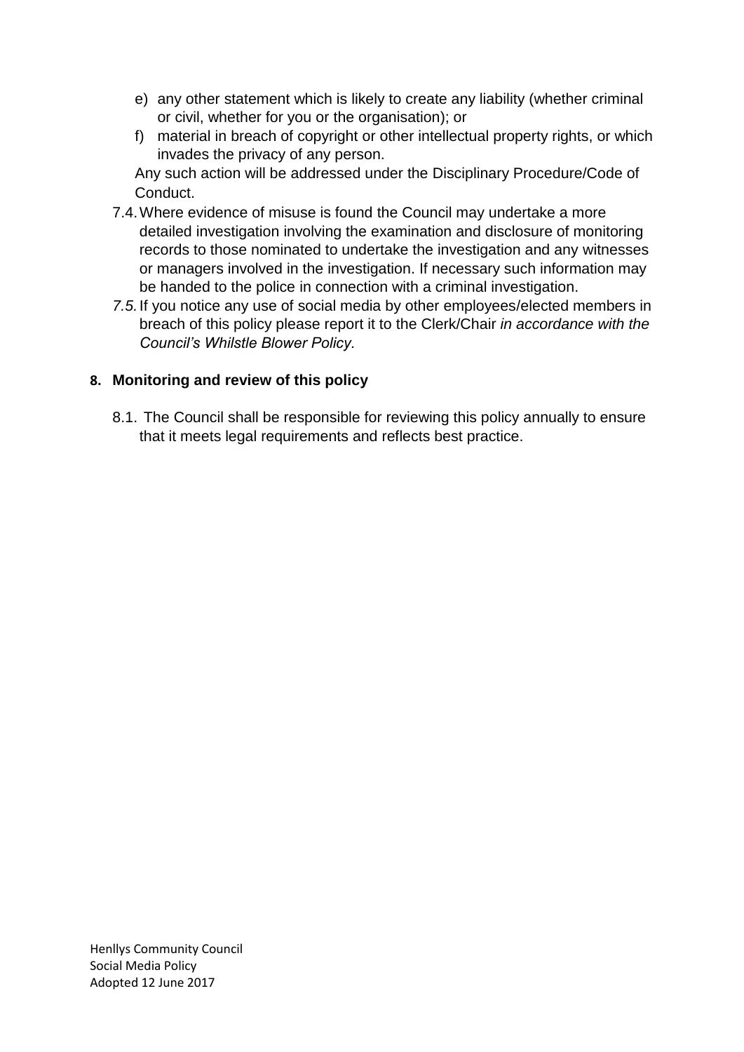e) any other statement which is likely to create any liability (whether criminal or civil, whether for you or the organisation); or
f) material in breach of copyright or other intellectual property rights, or which invades the privacy of any person.

Any such action will be addressed under the Disciplinary Procedure/Code of Conduct.

7.4. Where evidence of misuse is found the Council may undertake a more detailed investigation involving the examination and disclosure of monitoring records to those nominated to undertake the investigation and any witnesses or managers involved in the investigation. If necessary such information may be handed to the police in connection with a criminal investigation.

*7.5.* If you notice any use of social media by other employees/elected members in breach of this policy please report it to the Clerk/Chair *in accordance with the Council's Whilstle Blower Policy.*

## 8. Monitoring and review of this policy

8.1. The Council shall be responsible for reviewing this policy annually to ensure that it meets legal requirements and reflects best practice.